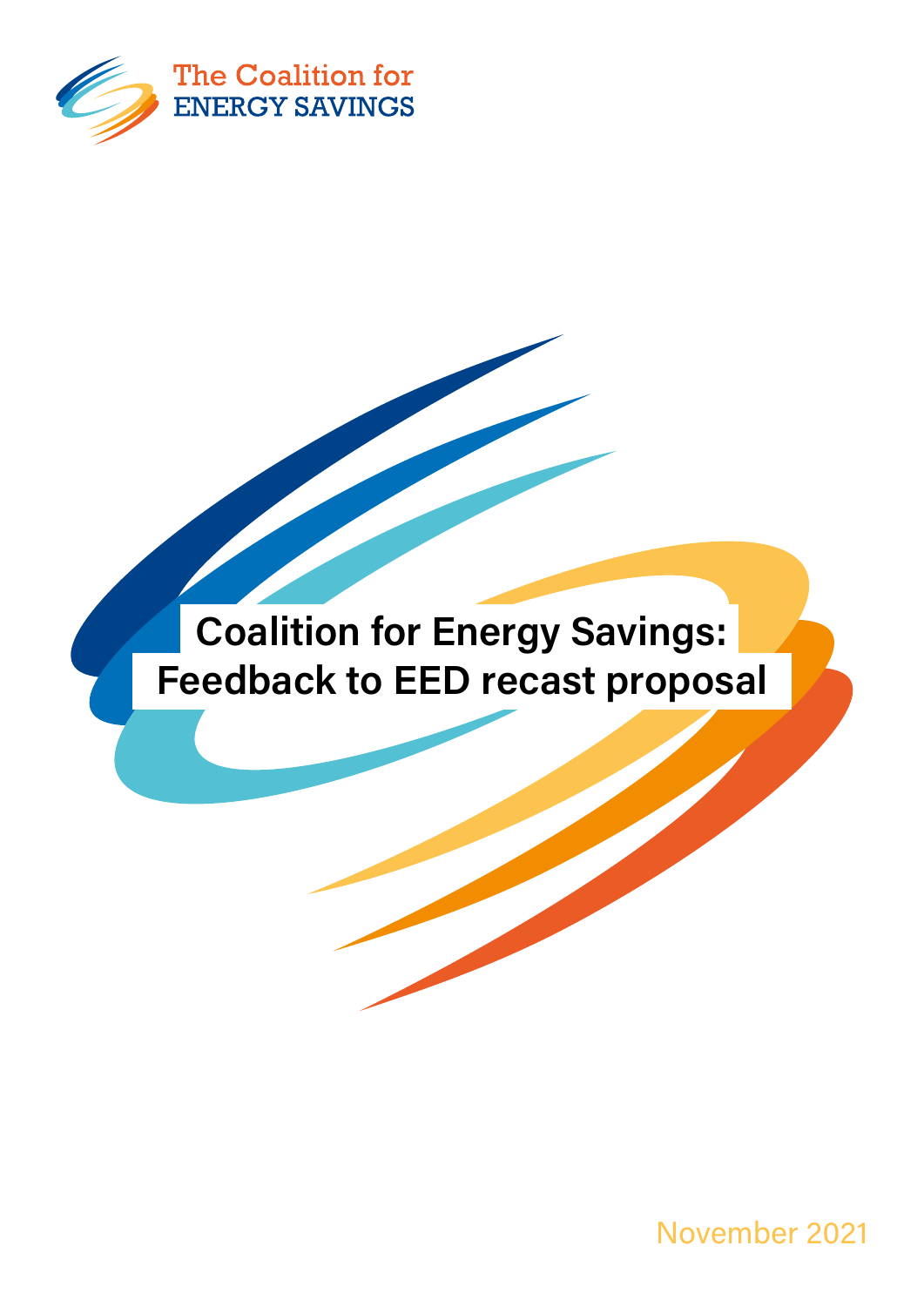The Coalition for
ENERGY SAVINGS

# Coalition for Energy Savings: Feedback to EED recast proposal

November 2021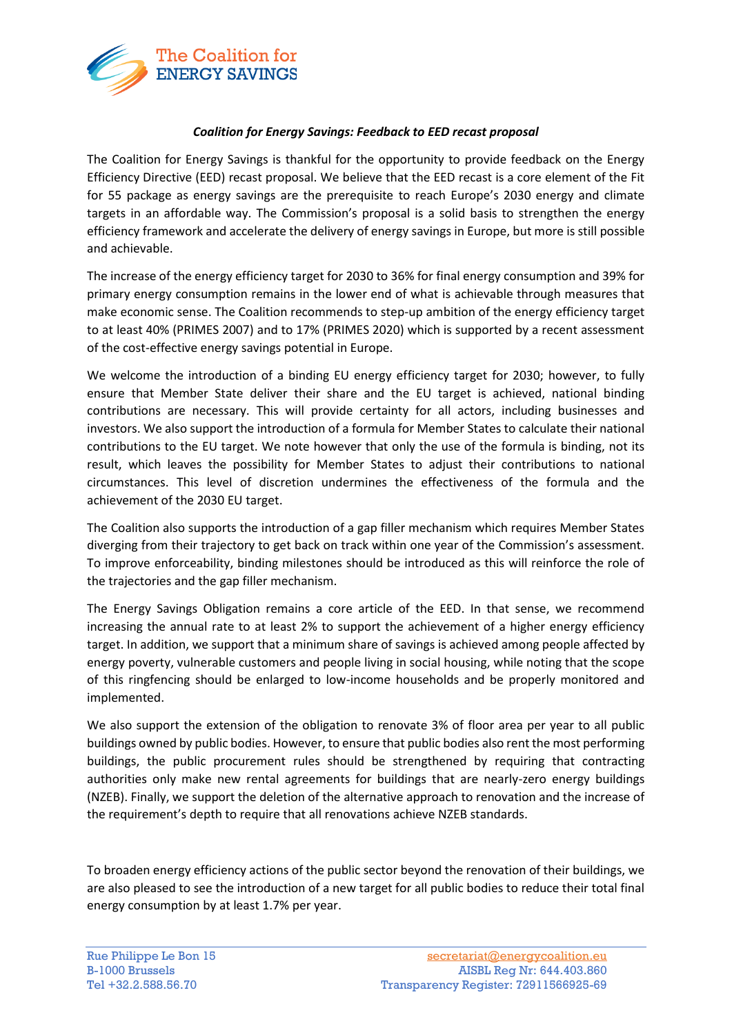*Coalition for Energy Savings: Feedback to EED recast proposal*

The Coalition for Energy Savings is thankful for the opportunity to provide feedback on the Energy Efficiency Directive (EED) recast proposal. We believe that the EED recast is a core element of the Fit for 55 package as energy savings are the prerequisite to reach Europe's 2030 energy and climate targets in an affordable way. The Commission's proposal is a solid basis to strengthen the energy efficiency framework and accelerate the delivery of energy savings in Europe, but more is still possible and achievable.

The increase of the energy efficiency target for 2030 to 36% for final energy consumption and 39% for primary energy consumption remains in the lower end of what is achievable through measures that make economic sense. The Coalition recommends to step-up ambition of the energy efficiency target to at least 40% (PRIMES 2007) and to 17% (PRIMES 2020) which is supported by a recent assessment of the cost-effective energy savings potential in Europe.

We welcome the introduction of a binding EU energy efficiency target for 2030; however, to fully ensure that Member State deliver their share and the EU target is achieved, national binding contributions are necessary. This will provide certainty for all actors, including businesses and investors. We also support the introduction of a formula for Member States to calculate their national contributions to the EU target. We note however that only the use of the formula is binding, not its result, which leaves the possibility for Member States to adjust their contributions to national circumstances. This level of discretion undermines the effectiveness of the formula and the achievement of the 2030 EU target.

The Coalition also supports the introduction of a gap filler mechanism which requires Member States diverging from their trajectory to get back on track within one year of the Commission's assessment. To improve enforceability, binding milestones should be introduced as this will reinforce the role of the trajectories and the gap filler mechanism.

The Energy Savings Obligation remains a core article of the EED. In that sense, we recommend increasing the annual rate to at least 2% to support the achievement of a higher energy efficiency target. In addition, we support that a minimum share of savings is achieved among people affected by energy poverty, vulnerable customers and people living in social housing, while noting that the scope of this ringfencing should be enlarged to low-income households and be properly monitored and implemented.

We also support the extension of the obligation to renovate 3% of floor area per year to all public buildings owned by public bodies. However, to ensure that public bodies also rent the most performing buildings, the public procurement rules should be strengthened by requiring that contracting authorities only make new rental agreements for buildings that are nearly-zero energy buildings (NZEB). Finally, we support the deletion of the alternative approach to renovation and the increase of the requirement's depth to require that all renovations achieve NZEB standards.

To broaden energy efficiency actions of the public sector beyond the renovation of their buildings, we are also pleased to see the introduction of a new target for all public bodies to reduce their total final energy consumption by at least 1.7% per year.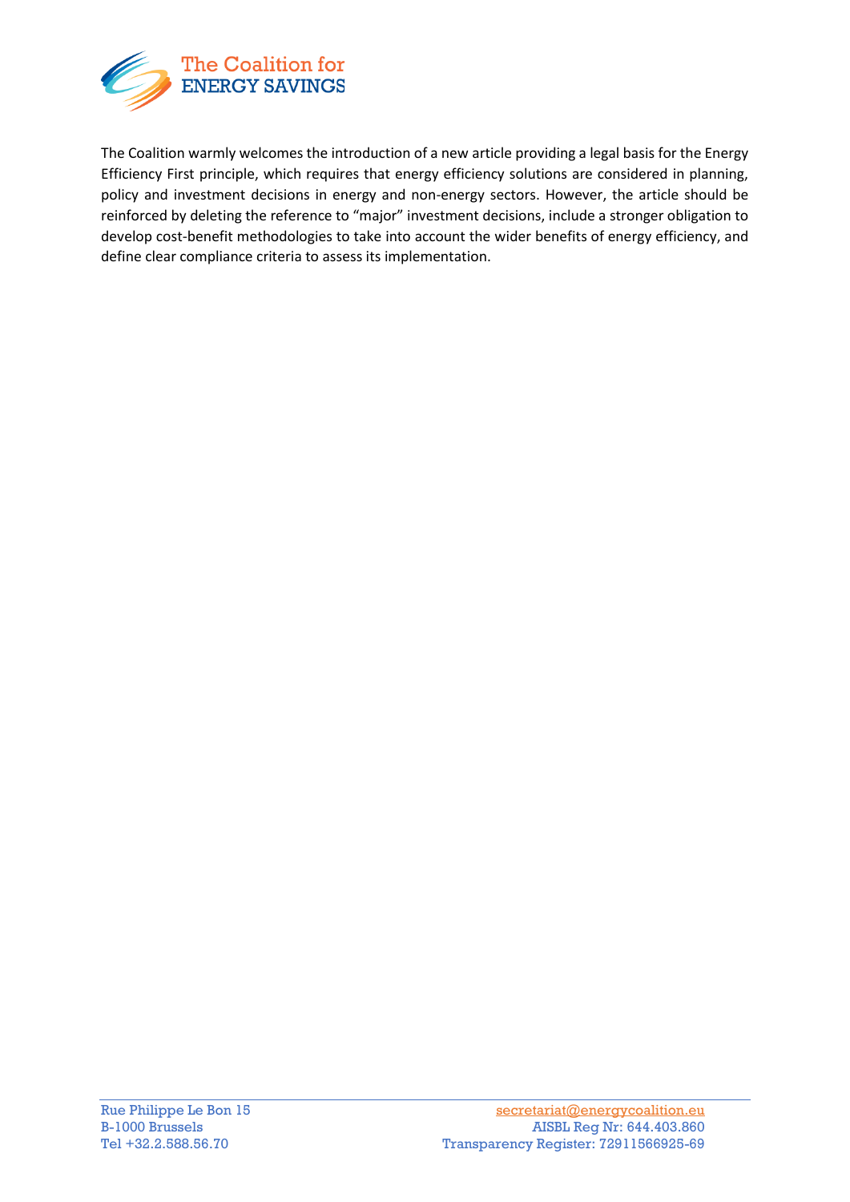The Coalition warmly welcomes the introduction of a new article providing a legal basis for the Energy Efficiency First principle, which requires that energy efficiency solutions are considered in planning, policy and investment decisions in energy and non-energy sectors. However, the article should be reinforced by deleting the reference to "major" investment decisions, include a stronger obligation to develop cost-benefit methodologies to take into account the wider benefits of energy efficiency, and define clear compliance criteria to assess its implementation.